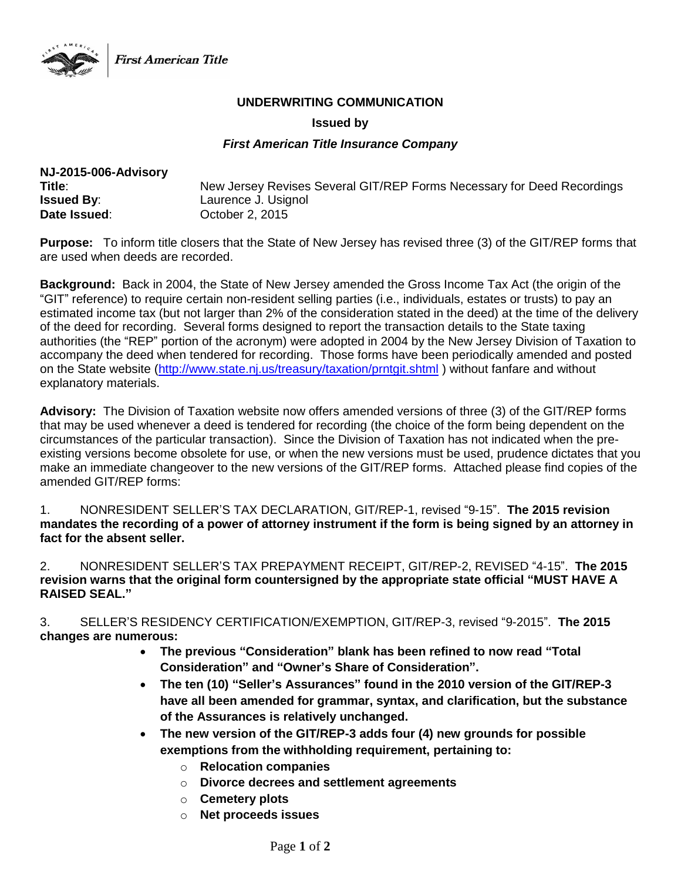First American Title

**UNDERWRITING COMMUNICATION**

**Issued by**

***First American Title Insurance Company***

**NJ-2015-006-Advisory**

**Title**: New Jersey Revises Several GIT/REP Forms Necessary for Deed Recordings
**Issued By**: Laurence J. Usignol
**Date Issued**: October 2, 2015

**Purpose:** To inform title closers that the State of New Jersey has revised three (3) of the GIT/REP forms that are used when deeds are recorded.

**Background:** Back in 2004, the State of New Jersey amended the Gross Income Tax Act (the origin of the "GIT" reference) to require certain non-resident selling parties (i.e., individuals, estates or trusts) to pay an estimated income tax (but not larger than 2% of the consideration stated in the deed) at the time of the delivery of the deed for recording. Several forms designed to report the transaction details to the State taxing authorities (the "REP" portion of the acronym) were adopted in 2004 by the New Jersey Division of Taxation to accompany the deed when tendered for recording. Those forms have been periodically amended and posted on the State website (http://www.state.nj.us/treasury/taxation/prntgit.shtml ) without fanfare and without explanatory materials.

**Advisory:** The Division of Taxation website now offers amended versions of three (3) of the GIT/REP forms that may be used whenever a deed is tendered for recording (the choice of the form being dependent on the circumstances of the particular transaction). Since the Division of Taxation has not indicated when the pre-existing versions become obsolete for use, or when the new versions must be used, prudence dictates that you make an immediate changeover to the new versions of the GIT/REP forms. Attached please find copies of the amended GIT/REP forms:

1. NONRESIDENT SELLER'S TAX DECLARATION, GIT/REP-1, revised "9-15". **The 2015 revision mandates the recording of a power of attorney instrument if the form is being signed by an attorney in fact for the absent seller.**

2. NONRESIDENT SELLER'S TAX PREPAYMENT RECEIPT, GIT/REP-2, REVISED "4-15". **The 2015 revision warns that the original form countersigned by the appropriate state official "MUST HAVE A RAISED SEAL."**

3. SELLER'S RESIDENCY CERTIFICATION/EXEMPTION, GIT/REP-3, revised "9-2015". **The 2015 changes are numerous:**
   - **The previous "Consideration" blank has been refined to now read "Total Consideration" and "Owner's Share of Consideration".**
   - **The ten (10) "Seller's Assurances" found in the 2010 version of the GIT/REP-3 have all been amended for grammar, syntax, and clarification, but the substance of the Assurances is relatively unchanged.**
   - **The new version of the GIT/REP-3 adds four (4) new grounds for possible exemptions from the withholding requirement, pertaining to:**
     - **Relocation companies**
     - **Divorce decrees and settlement agreements**
     - **Cemetery plots**
     - **Net proceeds issues**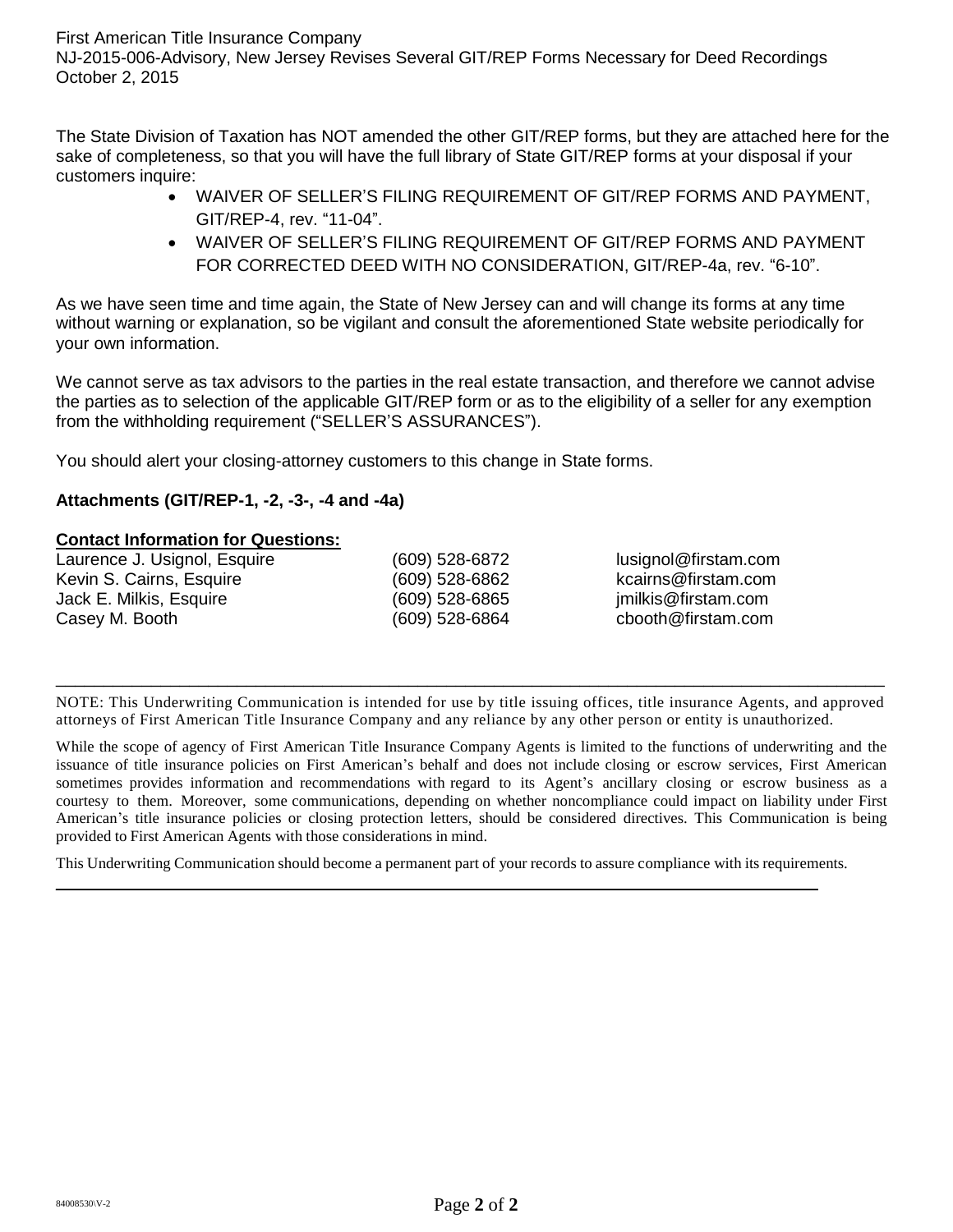The State Division of Taxation has NOT amended the other GIT/REP forms, but they are attached here for the sake of completeness, so that you will have the full library of State GIT/REP forms at your disposal if your customers inquire:

- WAIVER OF SELLER'S FILING REQUIREMENT OF GIT/REP FORMS AND PAYMENT, GIT/REP-4, rev. "11-04".
- WAIVER OF SELLER'S FILING REQUIREMENT OF GIT/REP FORMS AND PAYMENT FOR CORRECTED DEED WITH NO CONSIDERATION, GIT/REP-4a, rev. "6-10".

As we have seen time and time again, the State of New Jersey can and will change its forms at any time without warning or explanation, so be vigilant and consult the aforementioned State website periodically for your own information.

We cannot serve as tax advisors to the parties in the real estate transaction, and therefore we cannot advise the parties as to selection of the applicable GIT/REP form or as to the eligibility of a seller for any exemption from the withholding requirement ("SELLER'S ASSURANCES").

You should alert your closing-attorney customers to this change in State forms.

**Attachments (GIT/REP-1, -2, -3-, -4 and -4a)**

**Contact Information for Questions:**

| | | |
|---|---|---|
| Laurence J. Usignol, Esquire | (609) 528-6872 | lusignol@firstam.com |
| Kevin S. Cairns, Esquire | (609) 528-6862 | kcairns@firstam.com |
| Jack E. Milkis, Esquire | (609) 528-6865 | jmilkis@firstam.com |
| Casey M. Booth | (609) 528-6864 | cbooth@firstam.com |

---

NOTE: This Underwriting Communication is intended for use by title issuing offices, title insurance Agents, and approved attorneys of First American Title Insurance Company and any reliance by any other person or entity is unauthorized.

While the scope of agency of First American Title Insurance Company Agents is limited to the functions of underwriting and the issuance of title insurance policies on First American's behalf and does not include closing or escrow services, First American sometimes provides information and recommendations with regard to its Agent's ancillary closing or escrow business as a courtesy to them. Moreover, some communications, depending on whether noncompliance could impact on liability under First American's title insurance policies or closing protection letters, should be considered directives. This Communication is being provided to First American Agents with those considerations in mind.

This Underwriting Communication should become a permanent part of your records to assure compliance with its requirements.

---

84008530\V-2